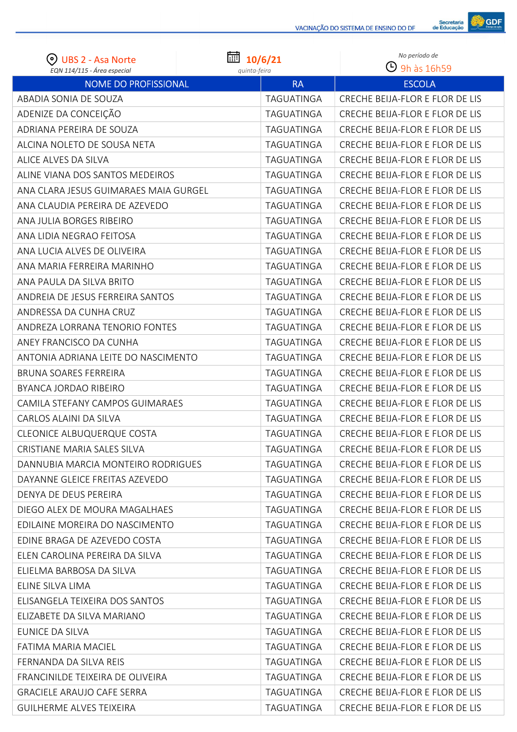VACINAÇÃO DO SISTEMA DE ENSINO DO DF

UBS 2 - Asa Norte
*EQN 114/115 - Área especial*

10/6/21
*quinta-feira*

*No período de*
9h às 16h59

| NOME DO PROFISSIONAL | RA | ESCOLA |
|---|---|---|
| ABADIA SONIA DE SOUZA | TAGUATINGA | CRECHE BEIJA-FLOR E FLOR DE LIS |
| ADENIZE DA CONCEIÇÃO | TAGUATINGA | CRECHE BEIJA-FLOR E FLOR DE LIS |
| ADRIANA PEREIRA DE SOUZA | TAGUATINGA | CRECHE BEIJA-FLOR E FLOR DE LIS |
| ALCINA NOLETO DE SOUSA NETA | TAGUATINGA | CRECHE BEIJA-FLOR E FLOR DE LIS |
| ALICE ALVES DA SILVA | TAGUATINGA | CRECHE BEIJA-FLOR E FLOR DE LIS |
| ALINE VIANA DOS SANTOS MEDEIROS | TAGUATINGA | CRECHE BEIJA-FLOR E FLOR DE LIS |
| ANA CLARA JESUS GUIMARAES MAIA GURGEL | TAGUATINGA | CRECHE BEIJA-FLOR E FLOR DE LIS |
| ANA CLAUDIA PEREIRA DE AZEVEDO | TAGUATINGA | CRECHE BEIJA-FLOR E FLOR DE LIS |
| ANA JULIA BORGES RIBEIRO | TAGUATINGA | CRECHE BEIJA-FLOR E FLOR DE LIS |
| ANA LIDIA NEGRAO FEITOSA | TAGUATINGA | CRECHE BEIJA-FLOR E FLOR DE LIS |
| ANA LUCIA ALVES DE OLIVEIRA | TAGUATINGA | CRECHE BEIJA-FLOR E FLOR DE LIS |
| ANA MARIA FERREIRA MARINHO | TAGUATINGA | CRECHE BEIJA-FLOR E FLOR DE LIS |
| ANA PAULA DA SILVA BRITO | TAGUATINGA | CRECHE BEIJA-FLOR E FLOR DE LIS |
| ANDREIA DE JESUS FERREIRA SANTOS | TAGUATINGA | CRECHE BEIJA-FLOR E FLOR DE LIS |
| ANDRESSA DA CUNHA CRUZ | TAGUATINGA | CRECHE BEIJA-FLOR E FLOR DE LIS |
| ANDREZA LORRANA TENORIO FONTES | TAGUATINGA | CRECHE BEIJA-FLOR E FLOR DE LIS |
| ANEY FRANCISCO DA CUNHA | TAGUATINGA | CRECHE BEIJA-FLOR E FLOR DE LIS |
| ANTONIA ADRIANA LEITE DO NASCIMENTO | TAGUATINGA | CRECHE BEIJA-FLOR E FLOR DE LIS |
| BRUNA SOARES FERREIRA | TAGUATINGA | CRECHE BEIJA-FLOR E FLOR DE LIS |
| BYANCA JORDAO RIBEIRO | TAGUATINGA | CRECHE BEIJA-FLOR E FLOR DE LIS |
| CAMILA STEFANY CAMPOS GUIMARAES | TAGUATINGA | CRECHE BEIJA-FLOR E FLOR DE LIS |
| CARLOS ALAINI DA SILVA | TAGUATINGA | CRECHE BEIJA-FLOR E FLOR DE LIS |
| CLEONICE ALBUQUERQUE COSTA | TAGUATINGA | CRECHE BEIJA-FLOR E FLOR DE LIS |
| CRISTIANE MARIA SALES SILVA | TAGUATINGA | CRECHE BEIJA-FLOR E FLOR DE LIS |
| DANNUBIA MARCIA MONTEIRO RODRIGUES | TAGUATINGA | CRECHE BEIJA-FLOR E FLOR DE LIS |
| DAYANNE GLEICE FREITAS AZEVEDO | TAGUATINGA | CRECHE BEIJA-FLOR E FLOR DE LIS |
| DENYA DE DEUS PEREIRA | TAGUATINGA | CRECHE BEIJA-FLOR E FLOR DE LIS |
| DIEGO ALEX DE MOURA MAGALHAES | TAGUATINGA | CRECHE BEIJA-FLOR E FLOR DE LIS |
| EDILAINE MOREIRA DO NASCIMENTO | TAGUATINGA | CRECHE BEIJA-FLOR E FLOR DE LIS |
| EDINE BRAGA DE AZEVEDO COSTA | TAGUATINGA | CRECHE BEIJA-FLOR E FLOR DE LIS |
| ELEN CAROLINA PEREIRA DA SILVA | TAGUATINGA | CRECHE BEIJA-FLOR E FLOR DE LIS |
| ELIELMA BARBOSA DA SILVA | TAGUATINGA | CRECHE BEIJA-FLOR E FLOR DE LIS |
| ELINE SILVA LIMA | TAGUATINGA | CRECHE BEIJA-FLOR E FLOR DE LIS |
| ELISANGELA TEIXEIRA DOS SANTOS | TAGUATINGA | CRECHE BEIJA-FLOR E FLOR DE LIS |
| ELIZABETE DA SILVA MARIANO | TAGUATINGA | CRECHE BEIJA-FLOR E FLOR DE LIS |
| EUNICE DA SILVA | TAGUATINGA | CRECHE BEIJA-FLOR E FLOR DE LIS |
| FATIMA MARIA MACIEL | TAGUATINGA | CRECHE BEIJA-FLOR E FLOR DE LIS |
| FERNANDA DA SILVA REIS | TAGUATINGA | CRECHE BEIJA-FLOR E FLOR DE LIS |
| FRANCINILDE TEIXEIRA DE OLIVEIRA | TAGUATINGA | CRECHE BEIJA-FLOR E FLOR DE LIS |
| GRACIELE ARAUJO CAFE SERRA | TAGUATINGA | CRECHE BEIJA-FLOR E FLOR DE LIS |
| GUILHERME ALVES TEIXEIRA | TAGUATINGA | CRECHE BEIJA-FLOR E FLOR DE LIS |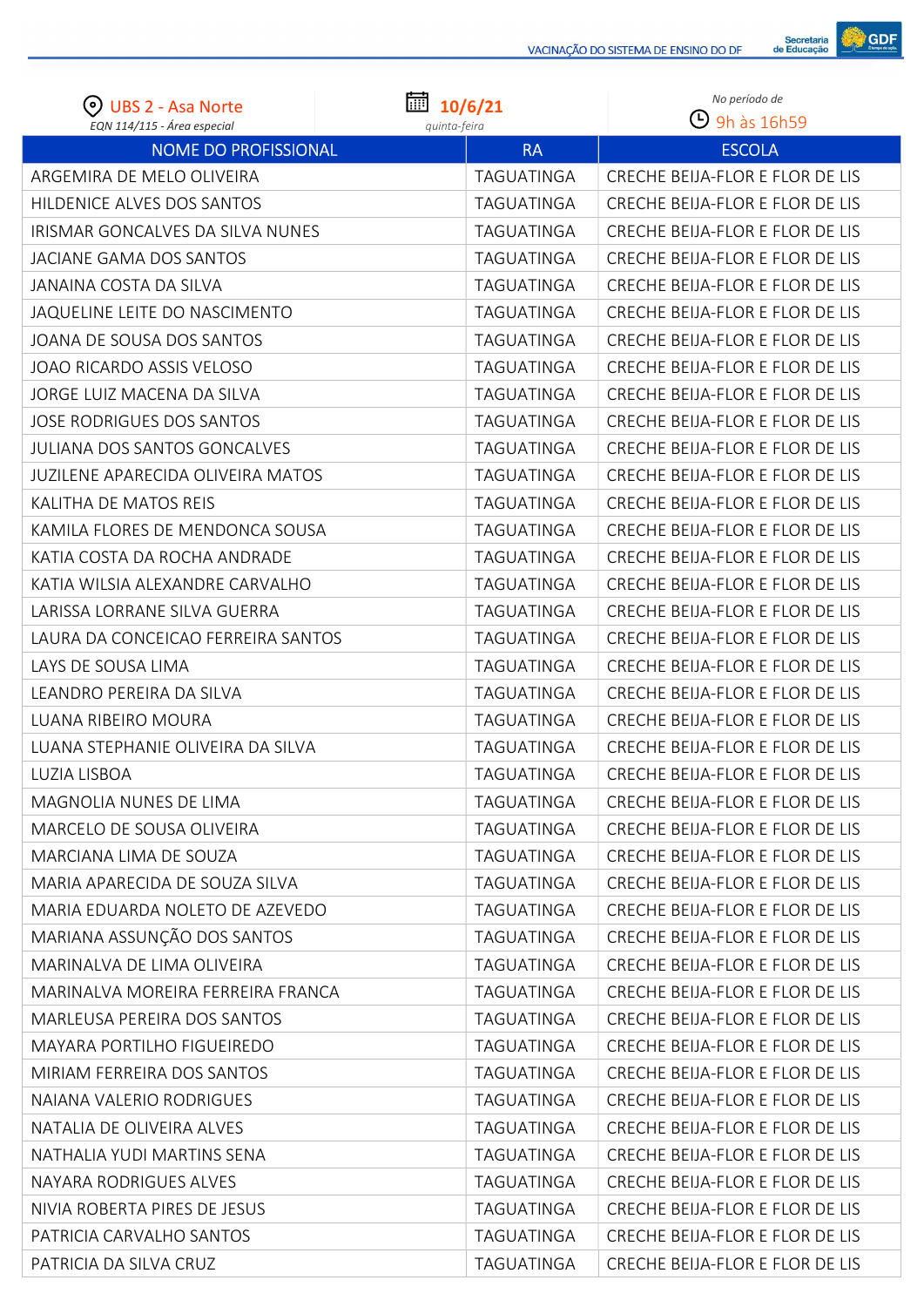| UBS 2 - Asa Norte<br>EQN 114/115 - Área especial | 10/6/21<br>quinta-feira | No período de<br>9h às 16h59 |
|---|---|---|
| **NOME DO PROFISSIONAL** | **RA** | **ESCOLA** |
| ARGEMIRA DE MELO OLIVEIRA | TAGUATINGA | CRECHE BEIJA-FLOR E FLOR DE LIS |
| HILDENICE ALVES DOS SANTOS | TAGUATINGA | CRECHE BEIJA-FLOR E FLOR DE LIS |
| IRISMAR GONCALVES DA SILVA NUNES | TAGUATINGA | CRECHE BEIJA-FLOR E FLOR DE LIS |
| JACIANE GAMA DOS SANTOS | TAGUATINGA | CRECHE BEIJA-FLOR E FLOR DE LIS |
| JANAINA COSTA DA SILVA | TAGUATINGA | CRECHE BEIJA-FLOR E FLOR DE LIS |
| JAQUELINE LEITE DO NASCIMENTO | TAGUATINGA | CRECHE BEIJA-FLOR E FLOR DE LIS |
| JOANA DE SOUSA DOS SANTOS | TAGUATINGA | CRECHE BEIJA-FLOR E FLOR DE LIS |
| JOAO RICARDO ASSIS VELOSO | TAGUATINGA | CRECHE BEIJA-FLOR E FLOR DE LIS |
| JORGE LUIZ MACENA DA SILVA | TAGUATINGA | CRECHE BEIJA-FLOR E FLOR DE LIS |
| JOSE RODRIGUES DOS SANTOS | TAGUATINGA | CRECHE BEIJA-FLOR E FLOR DE LIS |
| JULIANA DOS SANTOS GONCALVES | TAGUATINGA | CRECHE BEIJA-FLOR E FLOR DE LIS |
| JUZILENE APARECIDA OLIVEIRA MATOS | TAGUATINGA | CRECHE BEIJA-FLOR E FLOR DE LIS |
| KALITHA DE MATOS REIS | TAGUATINGA | CRECHE BEIJA-FLOR E FLOR DE LIS |
| KAMILA FLORES DE MENDONCA SOUSA | TAGUATINGA | CRECHE BEIJA-FLOR E FLOR DE LIS |
| KATIA COSTA DA ROCHA ANDRADE | TAGUATINGA | CRECHE BEIJA-FLOR E FLOR DE LIS |
| KATIA WILSIA ALEXANDRE CARVALHO | TAGUATINGA | CRECHE BEIJA-FLOR E FLOR DE LIS |
| LARISSA LORRANE SILVA GUERRA | TAGUATINGA | CRECHE BEIJA-FLOR E FLOR DE LIS |
| LAURA DA CONCEICAO FERREIRA SANTOS | TAGUATINGA | CRECHE BEIJA-FLOR E FLOR DE LIS |
| LAYS DE SOUSA LIMA | TAGUATINGA | CRECHE BEIJA-FLOR E FLOR DE LIS |
| LEANDRO PEREIRA DA SILVA | TAGUATINGA | CRECHE BEIJA-FLOR E FLOR DE LIS |
| LUANA RIBEIRO MOURA | TAGUATINGA | CRECHE BEIJA-FLOR E FLOR DE LIS |
| LUANA STEPHANIE OLIVEIRA DA SILVA | TAGUATINGA | CRECHE BEIJA-FLOR E FLOR DE LIS |
| LUZIA LISBOA | TAGUATINGA | CRECHE BEIJA-FLOR E FLOR DE LIS |
| MAGNOLIA NUNES DE LIMA | TAGUATINGA | CRECHE BEIJA-FLOR E FLOR DE LIS |
| MARCELO DE SOUSA OLIVEIRA | TAGUATINGA | CRECHE BEIJA-FLOR E FLOR DE LIS |
| MARCIANA LIMA DE SOUZA | TAGUATINGA | CRECHE BEIJA-FLOR E FLOR DE LIS |
| MARIA APARECIDA DE SOUZA SILVA | TAGUATINGA | CRECHE BEIJA-FLOR E FLOR DE LIS |
| MARIA EDUARDA NOLETO DE AZEVEDO | TAGUATINGA | CRECHE BEIJA-FLOR E FLOR DE LIS |
| MARIANA ASSUNÇÃO DOS SANTOS | TAGUATINGA | CRECHE BEIJA-FLOR E FLOR DE LIS |
| MARINALVA DE LIMA OLIVEIRA | TAGUATINGA | CRECHE BEIJA-FLOR E FLOR DE LIS |
| MARINALVA MOREIRA FERREIRA FRANCA | TAGUATINGA | CRECHE BEIJA-FLOR E FLOR DE LIS |
| MARLEUSA PEREIRA DOS SANTOS | TAGUATINGA | CRECHE BEIJA-FLOR E FLOR DE LIS |
| MAYARA PORTILHO FIGUEIREDO | TAGUATINGA | CRECHE BEIJA-FLOR E FLOR DE LIS |
| MIRIAM FERREIRA DOS SANTOS | TAGUATINGA | CRECHE BEIJA-FLOR E FLOR DE LIS |
| NAIANA VALERIO RODRIGUES | TAGUATINGA | CRECHE BEIJA-FLOR E FLOR DE LIS |
| NATALIA DE OLIVEIRA ALVES | TAGUATINGA | CRECHE BEIJA-FLOR E FLOR DE LIS |
| NATHALIA YUDI MARTINS SENA | TAGUATINGA | CRECHE BEIJA-FLOR E FLOR DE LIS |
| NAYARA RODRIGUES ALVES | TAGUATINGA | CRECHE BEIJA-FLOR E FLOR DE LIS |
| NIVIA ROBERTA PIRES DE JESUS | TAGUATINGA | CRECHE BEIJA-FLOR E FLOR DE LIS |
| PATRICIA CARVALHO SANTOS | TAGUATINGA | CRECHE BEIJA-FLOR E FLOR DE LIS |
| PATRICIA DA SILVA CRUZ | TAGUATINGA | CRECHE BEIJA-FLOR E FLOR DE LIS |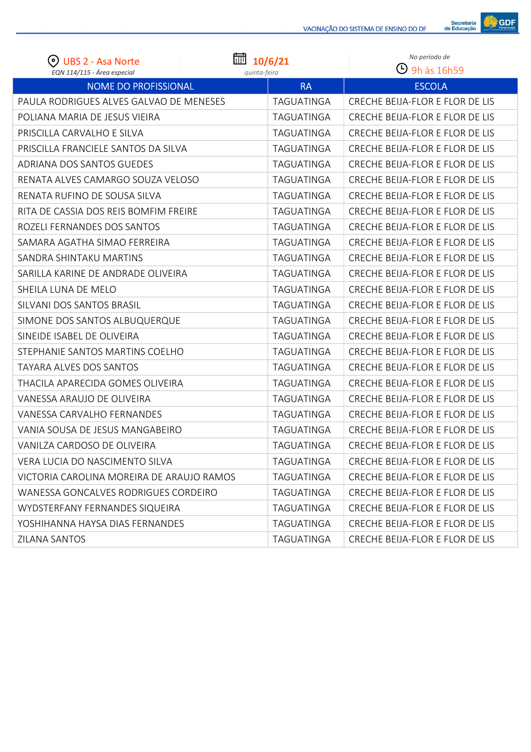UBS 2 - Asa Norte
*EQN 114/115 - Área especial*

10/6/21
*quinta-feira*

*No período de*
9h às 16h59

| NOME DO PROFISSIONAL | RA | ESCOLA |
|---|---|---|
| PAULA RODRIGUES ALVES GALVAO DE MENESES | TAGUATINGA | CRECHE BEIJA-FLOR E FLOR DE LIS |
| POLIANA MARIA DE JESUS VIEIRA | TAGUATINGA | CRECHE BEIJA-FLOR E FLOR DE LIS |
| PRISCILLA CARVALHO E SILVA | TAGUATINGA | CRECHE BEIJA-FLOR E FLOR DE LIS |
| PRISCILLA FRANCIELE SANTOS DA SILVA | TAGUATINGA | CRECHE BEIJA-FLOR E FLOR DE LIS |
| ADRIANA DOS SANTOS GUEDES | TAGUATINGA | CRECHE BEIJA-FLOR E FLOR DE LIS |
| RENATA ALVES CAMARGO SOUZA VELOSO | TAGUATINGA | CRECHE BEIJA-FLOR E FLOR DE LIS |
| RENATA RUFINO DE SOUSA SILVA | TAGUATINGA | CRECHE BEIJA-FLOR E FLOR DE LIS |
| RITA DE CASSIA DOS REIS BOMFIM FREIRE | TAGUATINGA | CRECHE BEIJA-FLOR E FLOR DE LIS |
| ROZELI FERNANDES DOS SANTOS | TAGUATINGA | CRECHE BEIJA-FLOR E FLOR DE LIS |
| SAMARA AGATHA SIMAO FERREIRA | TAGUATINGA | CRECHE BEIJA-FLOR E FLOR DE LIS |
| SANDRA SHINTAKU MARTINS | TAGUATINGA | CRECHE BEIJA-FLOR E FLOR DE LIS |
| SARILLA KARINE DE ANDRADE OLIVEIRA | TAGUATINGA | CRECHE BEIJA-FLOR E FLOR DE LIS |
| SHEILA LUNA DE MELO | TAGUATINGA | CRECHE BEIJA-FLOR E FLOR DE LIS |
| SILVANI DOS SANTOS BRASIL | TAGUATINGA | CRECHE BEIJA-FLOR E FLOR DE LIS |
| SIMONE DOS SANTOS ALBUQUERQUE | TAGUATINGA | CRECHE BEIJA-FLOR E FLOR DE LIS |
| SINEIDE ISABEL DE OLIVEIRA | TAGUATINGA | CRECHE BEIJA-FLOR E FLOR DE LIS |
| STEPHANIE SANTOS MARTINS COELHO | TAGUATINGA | CRECHE BEIJA-FLOR E FLOR DE LIS |
| TAYARA ALVES DOS SANTOS | TAGUATINGA | CRECHE BEIJA-FLOR E FLOR DE LIS |
| THACILA APARECIDA GOMES OLIVEIRA | TAGUATINGA | CRECHE BEIJA-FLOR E FLOR DE LIS |
| VANESSA ARAUJO DE OLIVEIRA | TAGUATINGA | CRECHE BEIJA-FLOR E FLOR DE LIS |
| VANESSA CARVALHO FERNANDES | TAGUATINGA | CRECHE BEIJA-FLOR E FLOR DE LIS |
| VANIA SOUSA DE JESUS MANGABEIRO | TAGUATINGA | CRECHE BEIJA-FLOR E FLOR DE LIS |
| VANILZA CARDOSO DE OLIVEIRA | TAGUATINGA | CRECHE BEIJA-FLOR E FLOR DE LIS |
| VERA LUCIA DO NASCIMENTO SILVA | TAGUATINGA | CRECHE BEIJA-FLOR E FLOR DE LIS |
| VICTORIA CAROLINA MOREIRA DE ARAUJO RAMOS | TAGUATINGA | CRECHE BEIJA-FLOR E FLOR DE LIS |
| WANESSA GONCALVES RODRIGUES CORDEIRO | TAGUATINGA | CRECHE BEIJA-FLOR E FLOR DE LIS |
| WYDSTERFANY FERNANDES SIQUEIRA | TAGUATINGA | CRECHE BEIJA-FLOR E FLOR DE LIS |
| YOSHIHANNA HAYSA DIAS FERNANDES | TAGUATINGA | CRECHE BEIJA-FLOR E FLOR DE LIS |
| ZILANA SANTOS | TAGUATINGA | CRECHE BEIJA-FLOR E FLOR DE LIS |